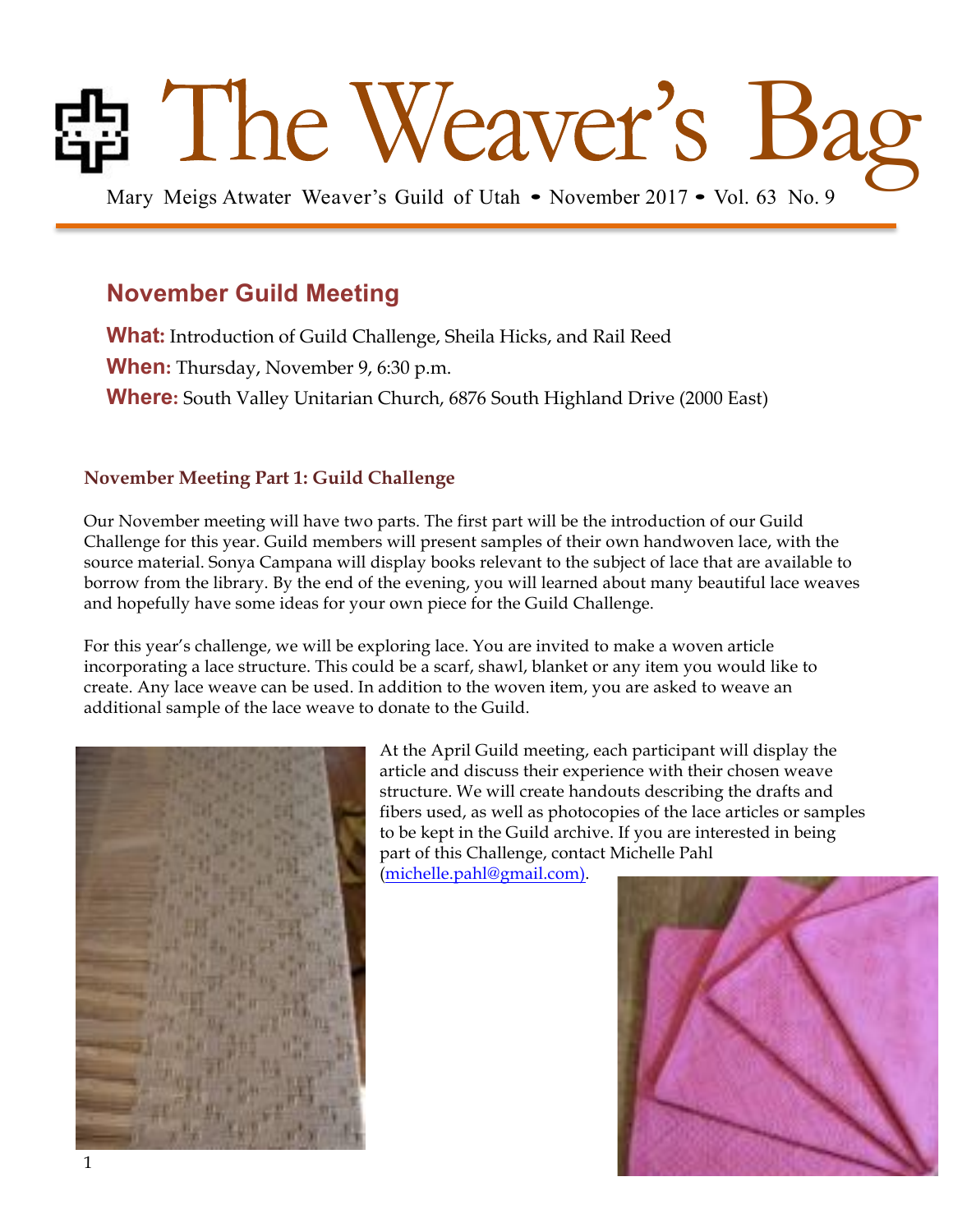# The Weaver's Bag

Mary Meigs Atwater Weaver's Guild of Utah • November 2017 • Vol. 63 No. 9

## November Guild Meeting

**What:** Introduction of Guild Challenge, Sheila Hicks, and Rail Reed

**When:** Thursday, November 9, 6:30 p.m.

**Where:** South Valley Unitarian Church, 6876 South Highland Drive (2000 East)

### November Meeting Part 1: Guild Challenge

Our November meeting will have two parts. The first part will be the introduction of our Guild Challenge for this year. Guild members will present samples of their own handwoven lace, with the source material. Sonya Campana will display books relevant to the subject of lace that are available to borrow from the library. By the end of the evening, you will learned about many beautiful lace weaves and hopefully have some ideas for your own piece for the Guild Challenge.

For this year's challenge, we will be exploring lace. You are invited to make a woven article incorporating a lace structure. This could be a scarf, shawl, blanket or any item you would like to create. Any lace weave can be used. In addition to the woven item, you are asked to weave an additional sample of the lace weave to donate to the Guild.

At the April Guild meeting, each participant will display the article and discuss their experience with their chosen weave structure. We will create handouts describing the drafts and fibers used, as well as photocopies of the lace articles or samples to be kept in the Guild archive. If you are interested in being part of this Challenge, contact Michelle Pahl (michelle.pahl@gmail.com).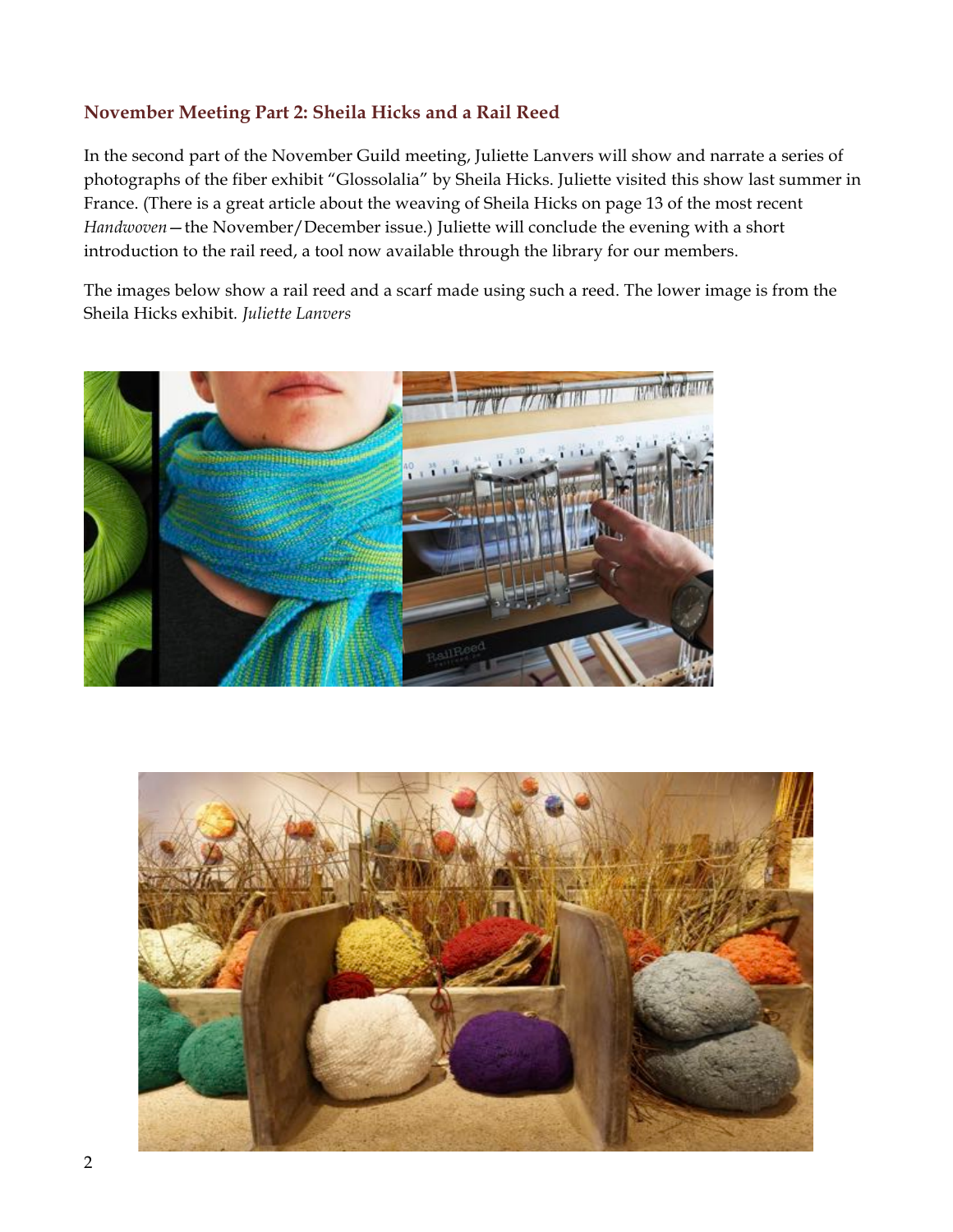## November Meeting Part 2: Sheila Hicks and a Rail Reed

In the second part of the November Guild meeting, Juliette Lanvers will show and narrate a series of photographs of the fiber exhibit "Glossolalia" by Sheila Hicks. Juliette visited this show last summer in France. (There is a great article about the weaving of Sheila Hicks on page 13 of the most recent *Handwoven*—the November/December issue.) Juliette will conclude the evening with a short introduction to the rail reed, a tool now available through the library for our members.

The images below show a rail reed and a scarf made using such a reed. The lower image is from the Sheila Hicks exhibit. *Juliette Lanvers*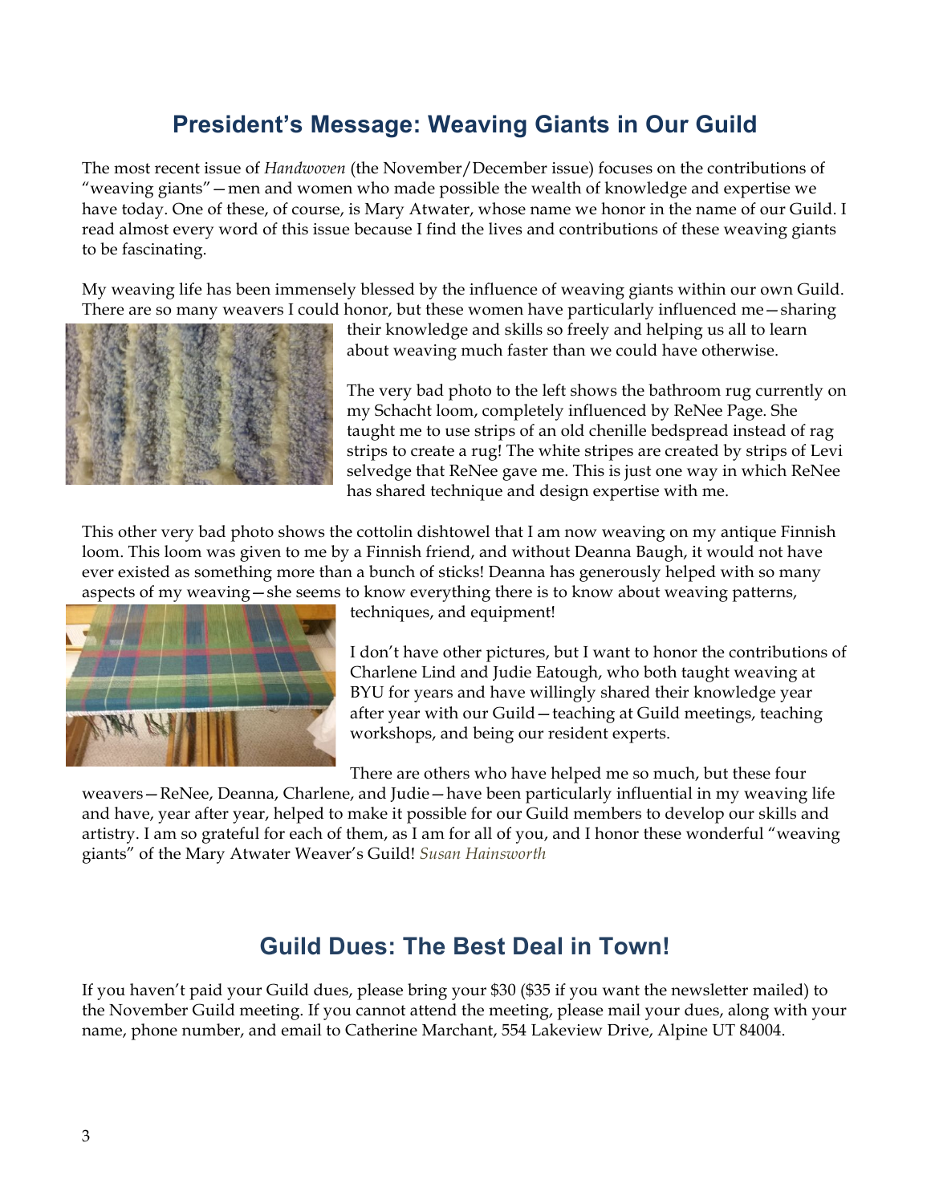## President's Message: Weaving Giants in Our Guild

The most recent issue of *Handwoven* (the November/December issue) focuses on the contributions of "weaving giants"—men and women who made possible the wealth of knowledge and expertise we have today. One of these, of course, is Mary Atwater, whose name we honor in the name of our Guild. I read almost every word of this issue because I find the lives and contributions of these weaving giants to be fascinating.

My weaving life has been immensely blessed by the influence of weaving giants within our own Guild. There are so many weavers I could honor, but these women have particularly influenced me—sharing their knowledge and skills so freely and helping us all to learn about weaving much faster than we could have otherwise.

The very bad photo to the left shows the bathroom rug currently on my Schacht loom, completely influenced by ReNee Page. She taught me to use strips of an old chenille bedspread instead of rag strips to create a rug! The white stripes are created by strips of Levi selvedge that ReNee gave me. This is just one way in which ReNee has shared technique and design expertise with me.

This other very bad photo shows the cottolin dishtowel that I am now weaving on my antique Finnish loom. This loom was given to me by a Finnish friend, and without Deanna Baugh, it would not have ever existed as something more than a bunch of sticks! Deanna has generously helped with so many aspects of my weaving—she seems to know everything there is to know about weaving patterns, techniques, and equipment!

I don't have other pictures, but I want to honor the contributions of Charlene Lind and Judie Eatough, who both taught weaving at BYU for years and have willingly shared their knowledge year after year with our Guild—teaching at Guild meetings, teaching workshops, and being our resident experts.

There are others who have helped me so much, but these four weavers—ReNee, Deanna, Charlene, and Judie—have been particularly influential in my weaving life and have, year after year, helped to make it possible for our Guild members to develop our skills and artistry. I am so grateful for each of them, as I am for all of you, and I honor these wonderful "weaving giants" of the Mary Atwater Weaver's Guild! *Susan Hainsworth*

## Guild Dues: The Best Deal in Town!

If you haven't paid your Guild dues, please bring your $30 ($35 if you want the newsletter mailed) to the November Guild meeting. If you cannot attend the meeting, please mail your dues, along with your name, phone number, and email to Catherine Marchant, 554 Lakeview Drive, Alpine UT 84004.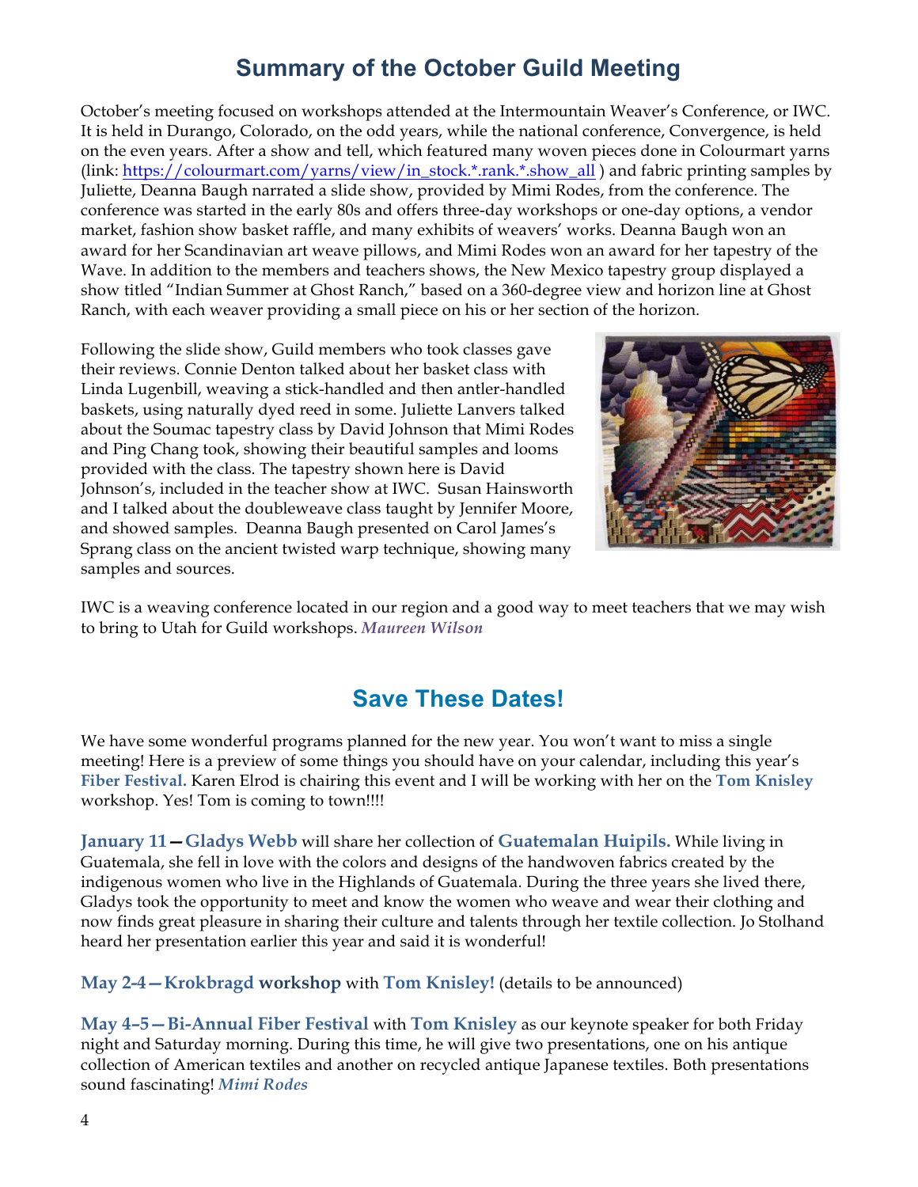## Summary of the October Guild Meeting

October's meeting focused on workshops attended at the Intermountain Weaver's Conference, or IWC. It is held in Durango, Colorado, on the odd years, while the national conference, Convergence, is held on the even years. After a show and tell, which featured many woven pieces done in Colourmart yarns (link: [https://colourmart.com/yarns/view/in_stock.*.rank.*.show_all](https://colourmart.com/yarns/view/in_stock.*.rank.*.show_all) ) and fabric printing samples by Juliette, Deanna Baugh narrated a slide show, provided by Mimi Rodes, from the conference. The conference was started in the early 80s and offers three-day workshops or one-day options, a vendor market, fashion show basket raffle, and many exhibits of weavers' works. Deanna Baugh won an award for her Scandinavian art weave pillows, and Mimi Rodes won an award for her tapestry of the Wave. In addition to the members and teachers shows, the New Mexico tapestry group displayed a show titled "Indian Summer at Ghost Ranch," based on a 360-degree view and horizon line at Ghost Ranch, with each weaver providing a small piece on his or her section of the horizon.

Following the slide show, Guild members who took classes gave their reviews. Connie Denton talked about her basket class with Linda Lugenbill, weaving a stick-handled and then antler-handled baskets, using naturally dyed reed in some. Juliette Lanvers talked about the Soumac tapestry class by David Johnson that Mimi Rodes and Ping Chang took, showing their beautiful samples and looms provided with the class. The tapestry shown here is David Johnson's, included in the teacher show at IWC. Susan Hainsworth and I talked about the doubleweave class taught by Jennifer Moore, and showed samples. Deanna Baugh presented on Carol James's Sprang class on the ancient twisted warp technique, showing many samples and sources.

IWC is a weaving conference located in our region and a good way to meet teachers that we may wish to bring to Utah for Guild workshops. ***Maureen Wilson***

## Save These Dates!

We have some wonderful programs planned for the new year. You won't want to miss a single meeting! Here is a preview of some things you should have on your calendar, including this year's **Fiber Festival.** Karen Elrod is chairing this event and I will be working with her on the **Tom Knisley** workshop. Yes! Tom is coming to town!!!!

**January 11—Gladys Webb** will share her collection of **Guatemalan Huipils.** While living in Guatemala, she fell in love with the colors and designs of the handwoven fabrics created by the indigenous women who live in the Highlands of Guatemala. During the three years she lived there, Gladys took the opportunity to meet and know the women who weave and wear their clothing and now finds great pleasure in sharing their culture and talents through her textile collection. Jo Stolhand heard her presentation earlier this year and said it is wonderful!

**May 2-4—Krokbragd workshop** with **Tom Knisley!** (details to be announced)

**May 4–5—Bi-Annual Fiber Festival** with **Tom Knisley** as our keynote speaker for both Friday night and Saturday morning. During this time, he will give two presentations, one on his antique collection of American textiles and another on recycled antique Japanese textiles. Both presentations sound fascinating! ***Mimi Rodes***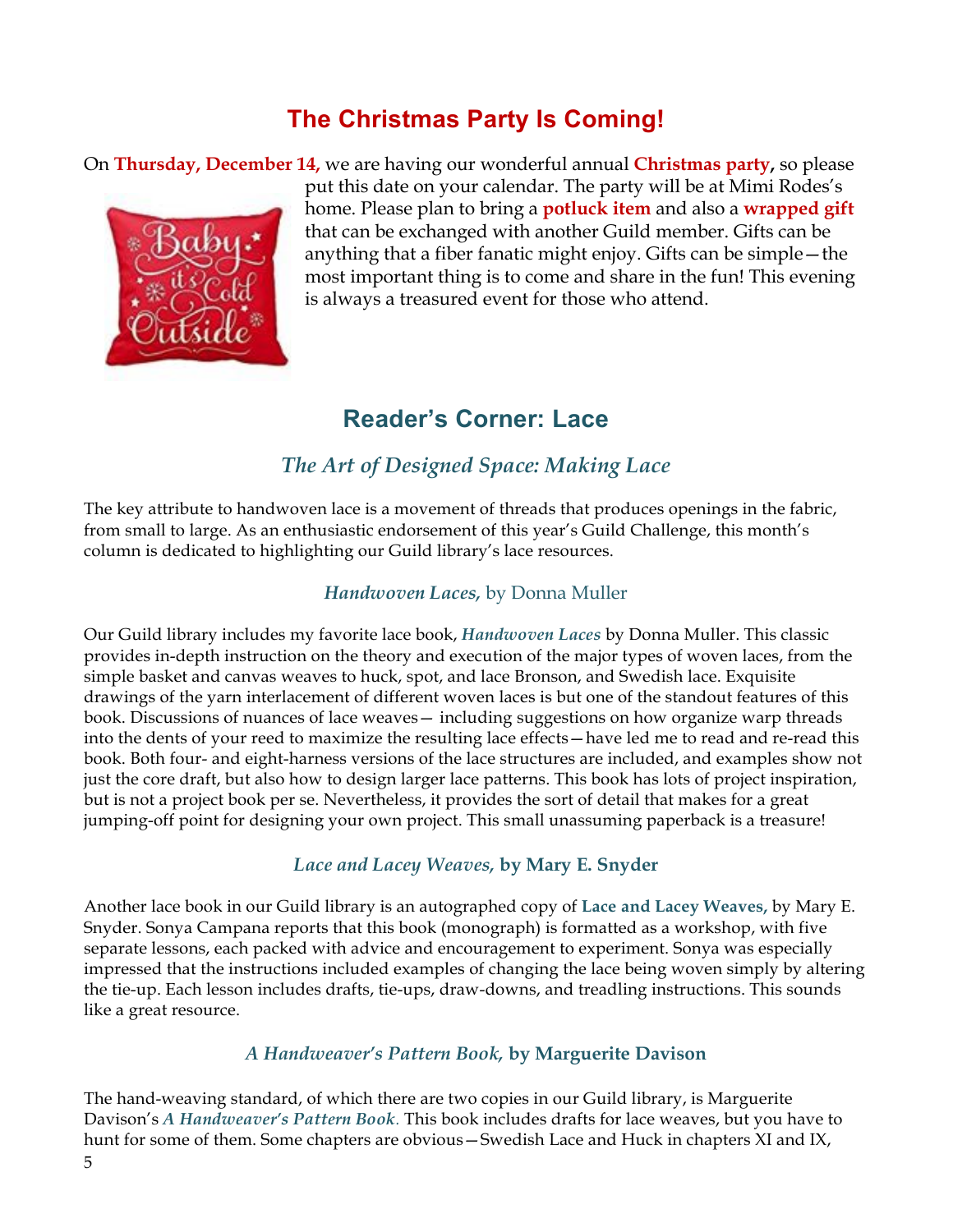## The Christmas Party Is Coming!

On **Thursday, December 14,** we are having our wonderful annual **Christmas party,** so please put this date on your calendar. The party will be at Mimi Rodes's home. Please plan to bring a **potluck item** and also a **wrapped gift** that can be exchanged with another Guild member. Gifts can be anything that a fiber fanatic might enjoy. Gifts can be simple—the most important thing is to come and share in the fun! This evening is always a treasured event for those who attend.

## Reader's Corner: Lace

### *The Art of Designed Space: Making Lace*

The key attribute to handwoven lace is a movement of threads that produces openings in the fabric, from small to large. As an enthusiastic endorsement of this year's Guild Challenge, this month's column is dedicated to highlighting our Guild library's lace resources.

#### *Handwoven Laces,* by Donna Muller

Our Guild library includes my favorite lace book, ***Handwoven Laces*** by Donna Muller. This classic provides in-depth instruction on the theory and execution of the major types of woven laces, from the simple basket and canvas weaves to huck, spot, and lace Bronson, and Swedish lace. Exquisite drawings of the yarn interlacement of different woven laces is but one of the standout features of this book. Discussions of nuances of lace weaves— including suggestions on how organize warp threads into the dents of your reed to maximize the resulting lace effects—have led me to read and re-read this book. Both four- and eight-harness versions of the lace structures are included, and examples show not just the core draft, but also how to design larger lace patterns. This book has lots of project inspiration, but is not a project book per se. Nevertheless, it provides the sort of detail that makes for a great jumping-off point for designing your own project. This small unassuming paperback is a treasure!

#### *Lace and Lacey Weaves,* by Mary E. Snyder

Another lace book in our Guild library is an autographed copy of **Lace and Lacey Weaves,** by Mary E. Snyder. Sonya Campana reports that this book (monograph) is formatted as a workshop, with five separate lessons, each packed with advice and encouragement to experiment. Sonya was especially impressed that the instructions included examples of changing the lace being woven simply by altering the tie-up. Each lesson includes drafts, tie-ups, draw-downs, and treadling instructions. This sounds like a great resource.

#### *A Handweaver's Pattern Book,* by Marguerite Davison

The hand-weaving standard, of which there are two copies in our Guild library, is Marguerite Davison's ***A Handweaver's Pattern Book***. This book includes drafts for lace weaves, but you have to hunt for some of them. Some chapters are obvious—Swedish Lace and Huck in chapters XI and IX,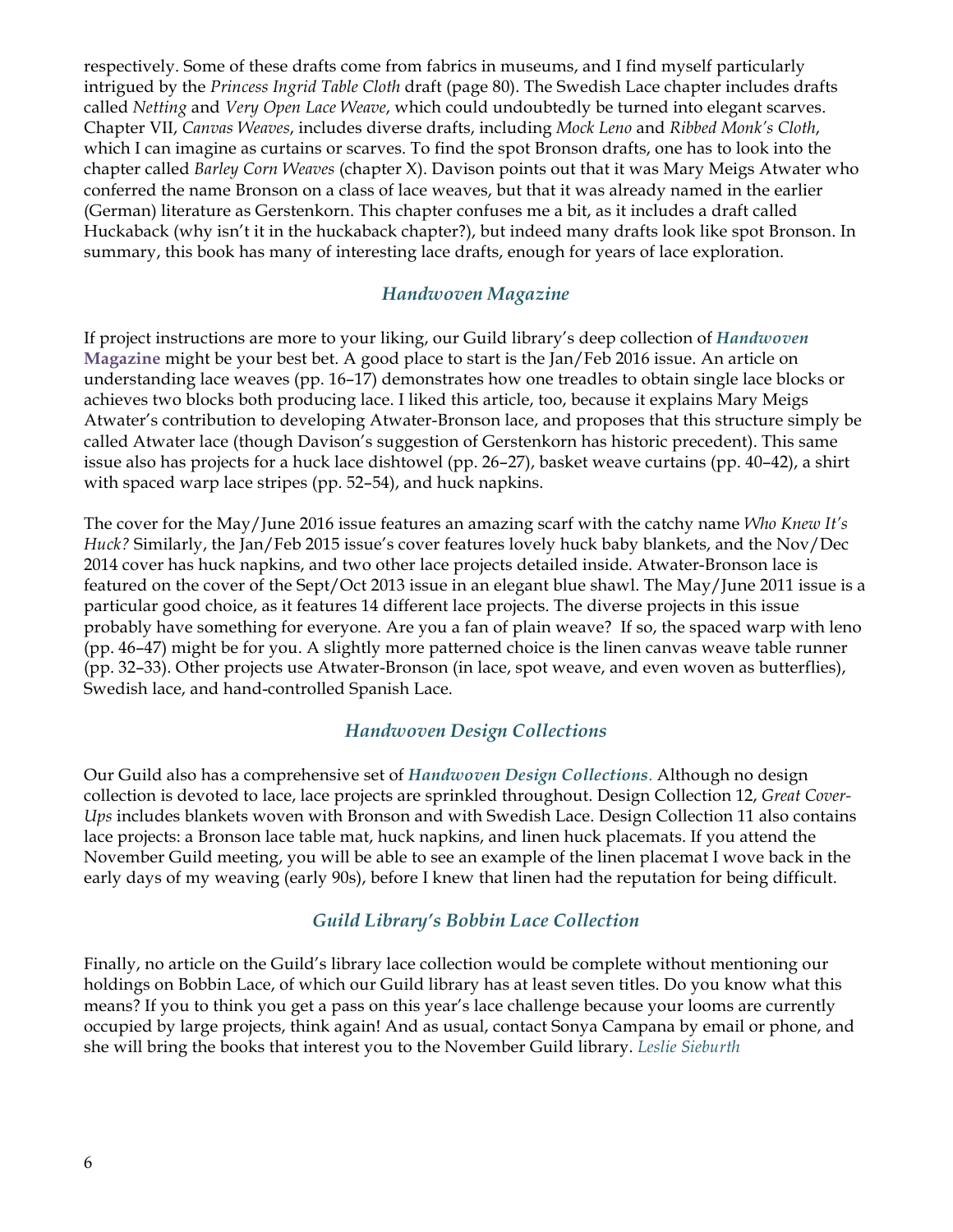respectively. Some of these drafts come from fabrics in museums, and I find myself particularly intrigued by the *Princess Ingrid Table Cloth* draft (page 80). The Swedish Lace chapter includes drafts called *Netting* and *Very Open Lace Weave*, which could undoubtedly be turned into elegant scarves. Chapter VII, *Canvas Weaves*, includes diverse drafts, including *Mock Leno* and *Ribbed Monk's Cloth*, which I can imagine as curtains or scarves. To find the spot Bronson drafts, one has to look into the chapter called *Barley Corn Weaves* (chapter X). Davison points out that it was Mary Meigs Atwater who conferred the name Bronson on a class of lace weaves, but that it was already named in the earlier (German) literature as Gerstenkorn. This chapter confuses me a bit, as it includes a draft called Huckaback (why isn't it in the huckaback chapter?), but indeed many drafts look like spot Bronson. In summary, this book has many of interesting lace drafts, enough for years of lace exploration.

## *Handwoven Magazine*

If project instructions are more to your liking, our Guild library's deep collection of ***Handwoven* Magazine** might be your best bet. A good place to start is the Jan/Feb 2016 issue. An article on understanding lace weaves (pp. 16–17) demonstrates how one treadles to obtain single lace blocks or achieves two blocks both producing lace. I liked this article, too, because it explains Mary Meigs Atwater's contribution to developing Atwater-Bronson lace, and proposes that this structure simply be called Atwater lace (though Davison's suggestion of Gerstenkorn has historic precedent). This same issue also has projects for a huck lace dishtowel (pp. 26–27), basket weave curtains (pp. 40–42), a shirt with spaced warp lace stripes (pp. 52–54), and huck napkins.

The cover for the May/June 2016 issue features an amazing scarf with the catchy name *Who Knew It's Huck?* Similarly, the Jan/Feb 2015 issue's cover features lovely huck baby blankets, and the Nov/Dec 2014 cover has huck napkins, and two other lace projects detailed inside. Atwater-Bronson lace is featured on the cover of the Sept/Oct 2013 issue in an elegant blue shawl. The May/June 2011 issue is a particular good choice, as it features 14 different lace projects. The diverse projects in this issue probably have something for everyone. Are you a fan of plain weave? If so, the spaced warp with leno (pp. 46–47) might be for you. A slightly more patterned choice is the linen canvas weave table runner (pp. 32–33). Other projects use Atwater-Bronson (in lace, spot weave, and even woven as butterflies), Swedish lace, and hand-controlled Spanish Lace.

## *Handwoven Design Collections*

Our Guild also has a comprehensive set of ***Handwoven Design Collections***. Although no design collection is devoted to lace, lace projects are sprinkled throughout. Design Collection 12, *Great Cover-Ups* includes blankets woven with Bronson and with Swedish Lace. Design Collection 11 also contains lace projects: a Bronson lace table mat, huck napkins, and linen huck placemats. If you attend the November Guild meeting, you will be able to see an example of the linen placemat I wove back in the early days of my weaving (early 90s), before I knew that linen had the reputation for being difficult.

## *Guild Library's Bobbin Lace Collection*

Finally, no article on the Guild's library lace collection would be complete without mentioning our holdings on Bobbin Lace, of which our Guild library has at least seven titles. Do you know what this means? If you to think you get a pass on this year's lace challenge because your looms are currently occupied by large projects, think again! And as usual, contact Sonya Campana by email or phone, and she will bring the books that interest you to the November Guild library. *Leslie Sieburth*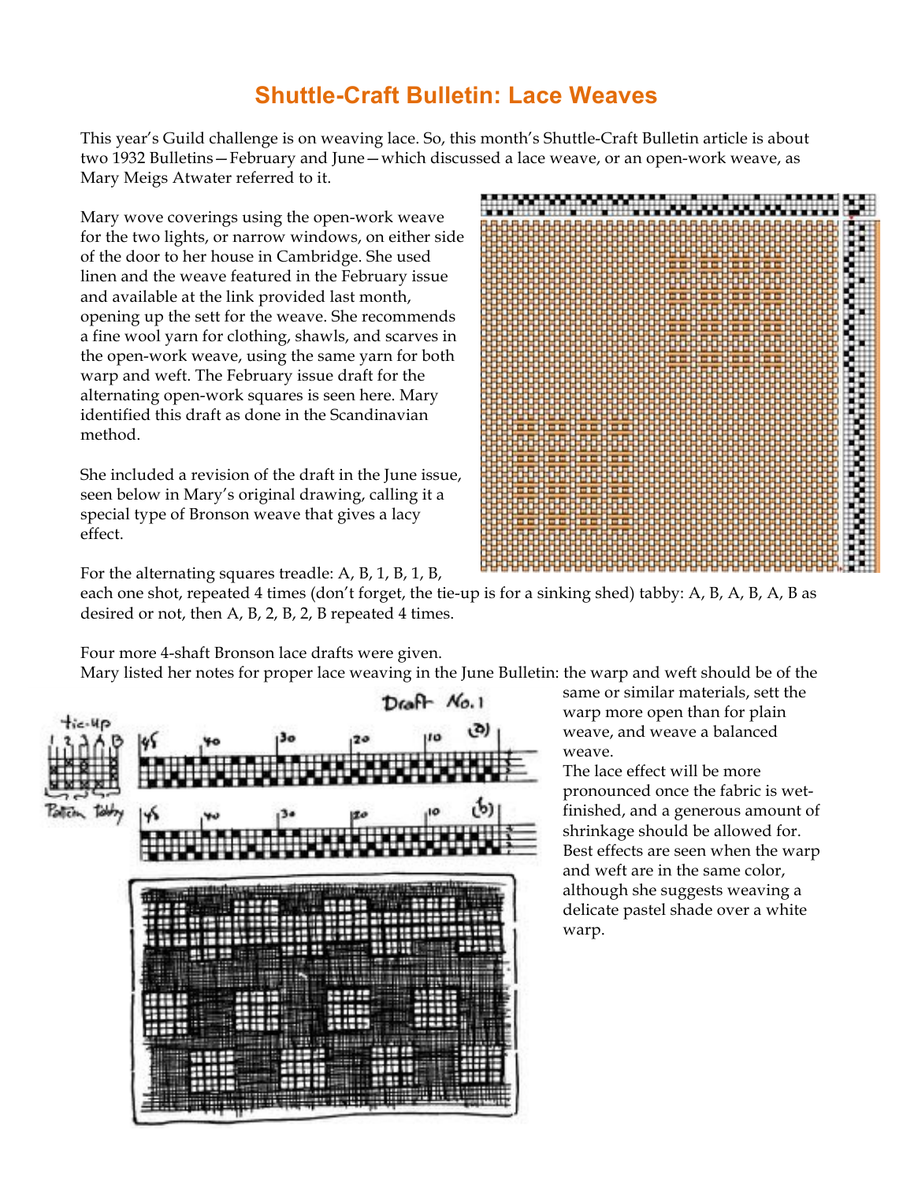# Shuttle-Craft Bulletin: Lace Weaves

This year's Guild challenge is on weaving lace. So, this month's Shuttle-Craft Bulletin article is about two 1932 Bulletins—February and June—which discussed a lace weave, or an open-work weave, as Mary Meigs Atwater referred to it.

Mary wove coverings using the open-work weave for the two lights, or narrow windows, on either side of the door to her house in Cambridge. She used linen and the weave featured in the February issue and available at the link provided last month, opening up the sett for the weave. She recommends a fine wool yarn for clothing, shawls, and scarves in the open-work weave, using the same yarn for both warp and weft. The February issue draft for the alternating open-work squares is seen here. Mary identified this draft as done in the Scandinavian method.

She included a revision of the draft in the June issue, seen below in Mary's original drawing, calling it a special type of Bronson weave that gives a lacy effect.

For the alternating squares treadle: A, B, 1, B, 1, B, each one shot, repeated 4 times (don't forget, the tie-up is for a sinking shed) tabby: A, B, A, B, A, B as desired or not, then A, B, 2, B, 2, B repeated 4 times.

Four more 4-shaft Bronson lace drafts were given.

Mary listed her notes for proper lace weaving in the June Bulletin: the warp and weft should be of the same or similar materials, sett the warp more open than for plain weave, and weave a balanced weave.

The lace effect will be more pronounced once the fabric is wet-finished, and a generous amount of shrinkage should be allowed for. Best effects are seen when the warp and weft are in the same color, although she suggests weaving a delicate pastel shade over a white warp.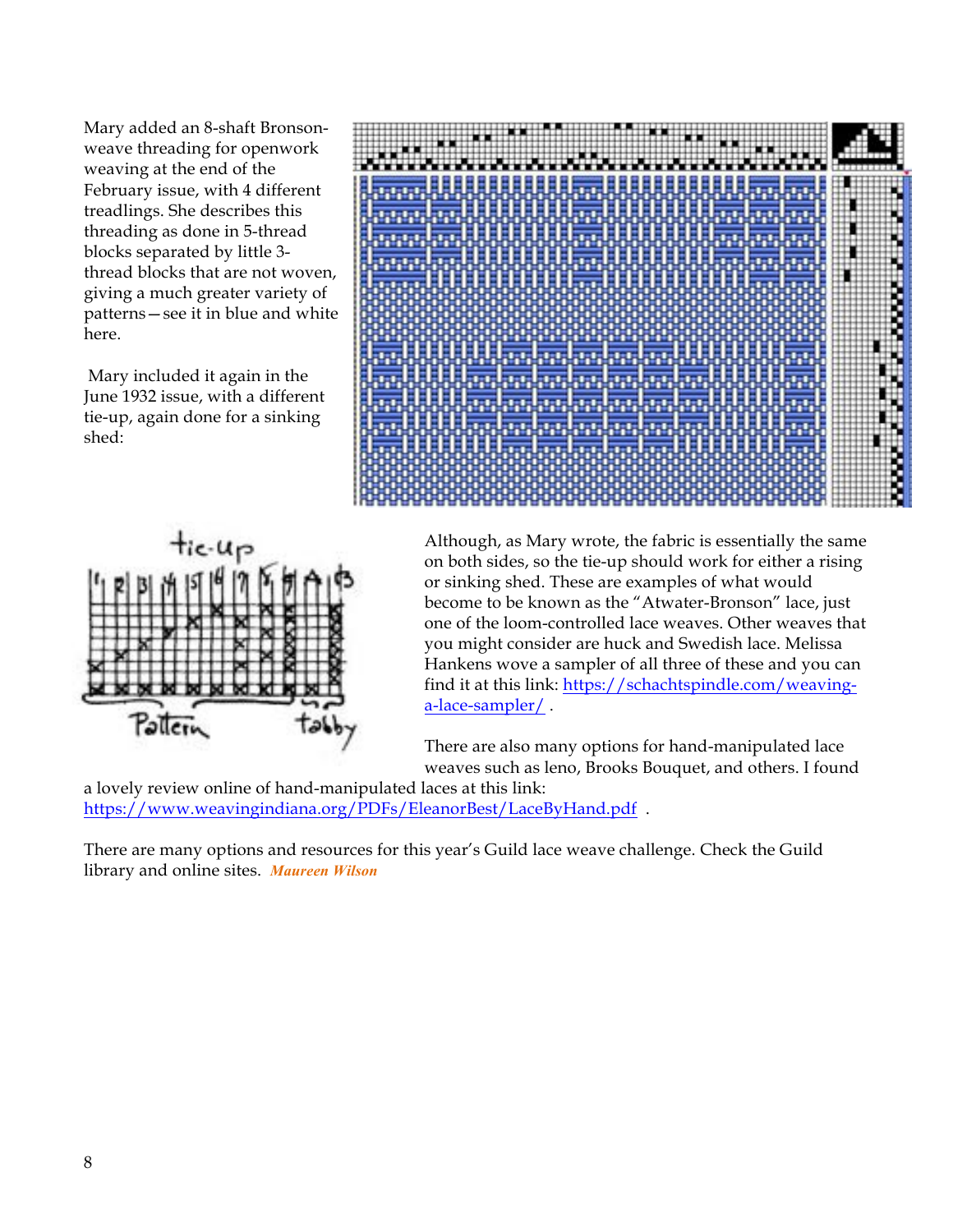Mary added an 8-shaft Bronson-weave threading for openwork weaving at the end of the February issue, with 4 different treadlings. She describes this threading as done in 5-thread blocks separated by little 3-thread blocks that are not woven, giving a much greater variety of patterns—see it in blue and white here.

Mary included it again in the June 1932 issue, with a different tie-up, again done for a sinking shed:

Although, as Mary wrote, the fabric is essentially the same on both sides, so the tie-up should work for either a rising or sinking shed. These are examples of what would become to be known as the "Atwater-Bronson" lace, just one of the loom-controlled lace weaves. Other weaves that you might consider are huck and Swedish lace. Melissa Hankens wove a sampler of all three of these and you can find it at this link: https://schachtspindle.com/weaving-a-lace-sampler/ .

There are also many options for hand-manipulated lace weaves such as leno, Brooks Bouquet, and others. I found a lovely review online of hand-manipulated laces at this link: https://www.weavingindiana.org/PDFs/EleanorBest/LaceByHand.pdf .

There are many options and resources for this year's Guild lace weave challenge. Check the Guild library and online sites. ***Maureen Wilson***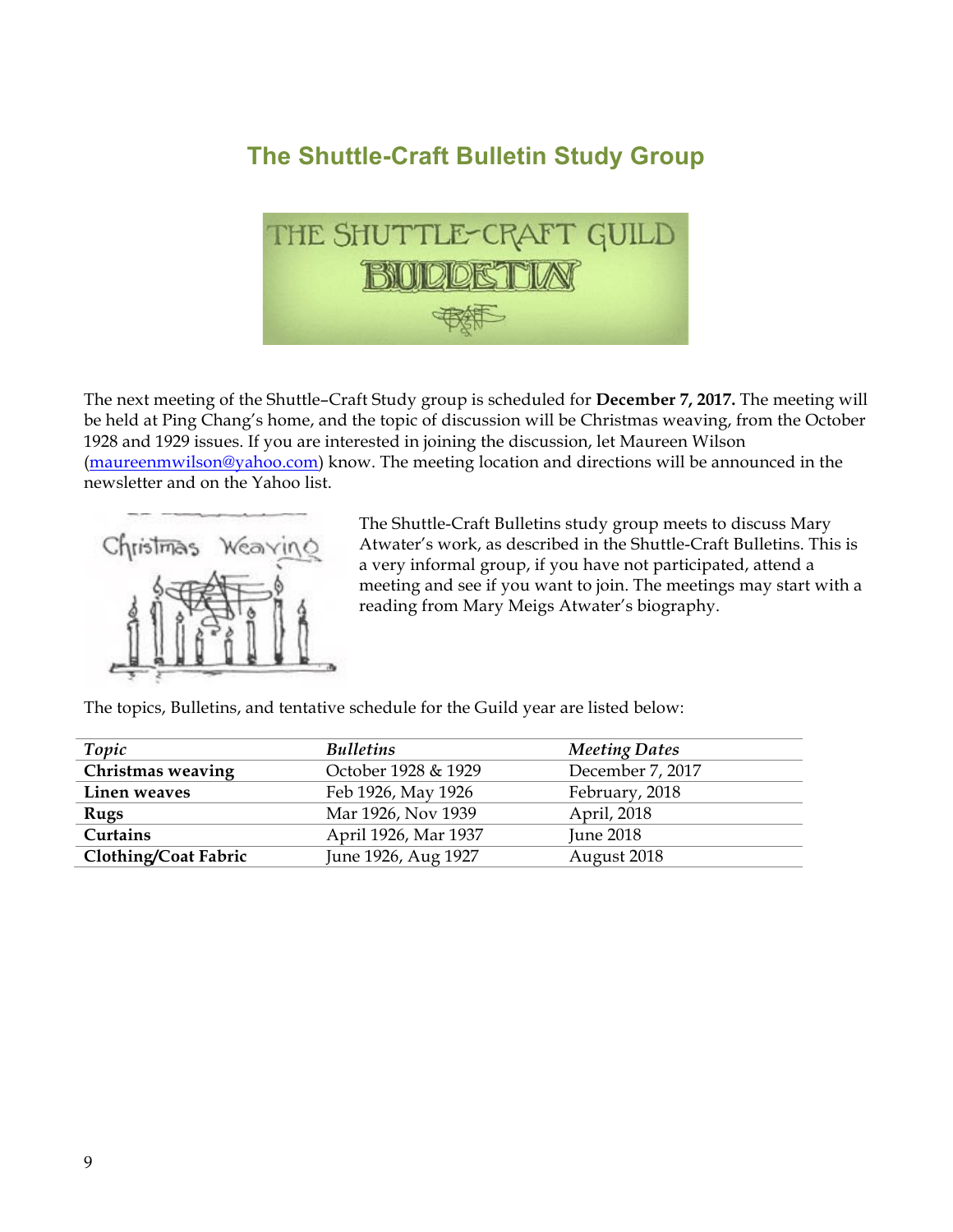## The Shuttle-Craft Bulletin Study Group

The next meeting of the Shuttle–Craft Study group is scheduled for **December 7, 2017.** The meeting will be held at Ping Chang's home, and the topic of discussion will be Christmas weaving, from the October 1928 and 1929 issues. If you are interested in joining the discussion, let Maureen Wilson (maureenmwilson@yahoo.com) know. The meeting location and directions will be announced in the newsletter and on the Yahoo list.

The Shuttle-Craft Bulletins study group meets to discuss Mary Atwater's work, as described in the Shuttle-Craft Bulletins. This is a very informal group, if you have not participated, attend a meeting and see if you want to join. The meetings may start with a reading from Mary Meigs Atwater's biography.

The topics, Bulletins, and tentative schedule for the Guild year are listed below:

| *Topic* | *Bulletins* | *Meeting Dates* |
|---|---|---|
| **Christmas weaving** | October 1928 & 1929 | December 7, 2017 |
| **Linen weaves** | Feb 1926, May 1926 | February, 2018 |
| **Rugs** | Mar 1926, Nov 1939 | April, 2018 |
| **Curtains** | April 1926, Mar 1937 | June 2018 |
| **Clothing/Coat Fabric** | June 1926, Aug 1927 | August 2018 |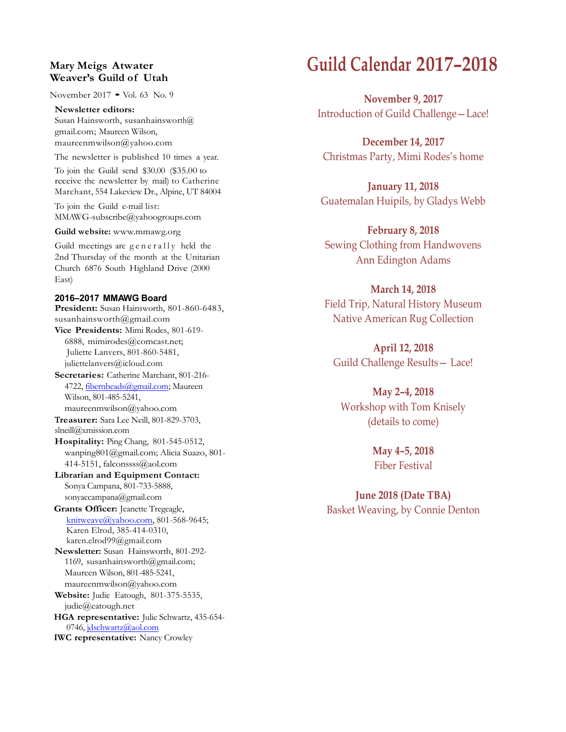**Mary Meigs Atwater**
**Weaver's Guild of Utah**

November 2017 • Vol. 63 No. 9

**Newsletter editors:**
Susan Hainsworth, susanhainsworth@gmail.com; Maureen Wilson, maureenmwilson@yahoo.com

The newsletter is published 10 times a year.

To join the Guild send $30.00 ($35.00 to receive the newsletter by mail) to Catherine Marchant, 554 Lakeview Dr., Alpine, UT 84004

To join the Guild e-mail list:
MMAWG-subscribe@yahoogroups.com

**Guild website:** www.mmawg.org

Guild meetings are generally held the 2nd Thursday of the month at the Unitarian Church 6876 South Highland Drive (2000 East)

**2016–2017 MMAWG Board**

**President:** Susan Hainsworth, 801-860-6483, susanhainsworth@gmail.com

**Vice Presidents:** Mimi Rodes, 801-619-6888, mimirodes@comcast.net; Juliette Lanvers, 801-860-5481, juliettelanvers@icloud.com

**Secretaries:** Catherine Marchant, 801-216-4722, fibernbeads@gmail.com; Maureen Wilson, 801-485-5241, maureenmwilson@yahoo.com

**Treasurer:** Sara Lee Neill, 801-829-3703, slneill@xmission.com

**Hospitality:** Ping Chang, 801-545-0512, wanping801@gmail.com; Alicia Suazo, 801-414-5151, falconssss@aol.com

**Librarian and Equipment Contact:** Sonya Campana, 801-733-5888, sonyaccampana@gmail.com

**Grants Officer:** Jeanette Tregeagle, knitweave@yahoo.com, 801-568-9645; Karen Elrod, 385-414-0310, karen.elrod99@gmail.com

**Newsletter:** Susan Hainsworth, 801-292-1169, susanhainsworth@gmail.com; Maureen Wilson, 801-485-5241, maureenmwilson@yahoo.com

**Website:** Judie Eatough, 801-375-5535, judie@eatough.net

**HGA representative:** Julie Schwartz, 435-654-0746, jdschwartz@aol.com

**IWC representative:** Nancy Crowley

# Guild Calendar 2017–2018

**November 9, 2017**
Introduction of Guild Challenge—Lace!

**December 14, 2017**
Christmas Party, Mimi Rodes's home

**January 11, 2018**
Guatemalan Huipils, by Gladys Webb

**February 8, 2018**
Sewing Clothing from Handwovens
Ann Edington Adams

**March 14, 2018**
Field Trip, Natural History Museum
Native American Rug Collection

**April 12, 2018**
Guild Challenge Results— Lace!

**May 2–4, 2018**
Workshop with Tom Knisely
(details to come)

**May 4–5, 2018**
Fiber Festival

**June 2018 (Date TBA)**
Basket Weaving, by Connie Denton